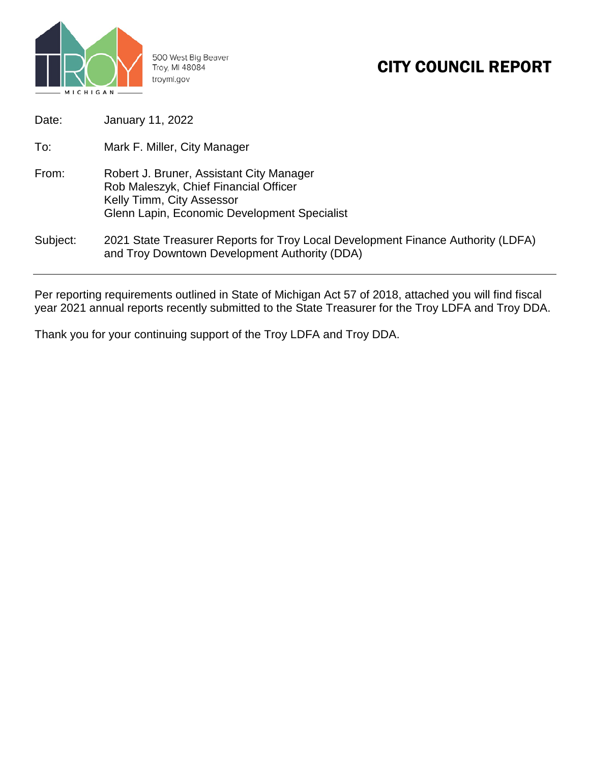TROY MICHIGAN

500 West Big Beaver
Troy, MI 48084
troymi.gov

# CITY COUNCIL REPORT

Date: January 11, 2022

To: Mark F. Miller, City Manager

From: Robert J. Bruner, Assistant City Manager
Rob Maleszyk, Chief Financial Officer
Kelly Timm, City Assessor
Glenn Lapin, Economic Development Specialist

Subject: 2021 State Treasurer Reports for Troy Local Development Finance Authority (LDFA) and Troy Downtown Development Authority (DDA)

---

Per reporting requirements outlined in State of Michigan Act 57 of 2018, attached you will find fiscal year 2021 annual reports recently submitted to the State Treasurer for the Troy LDFA and Troy DDA.

Thank you for your continuing support of the Troy LDFA and Troy DDA.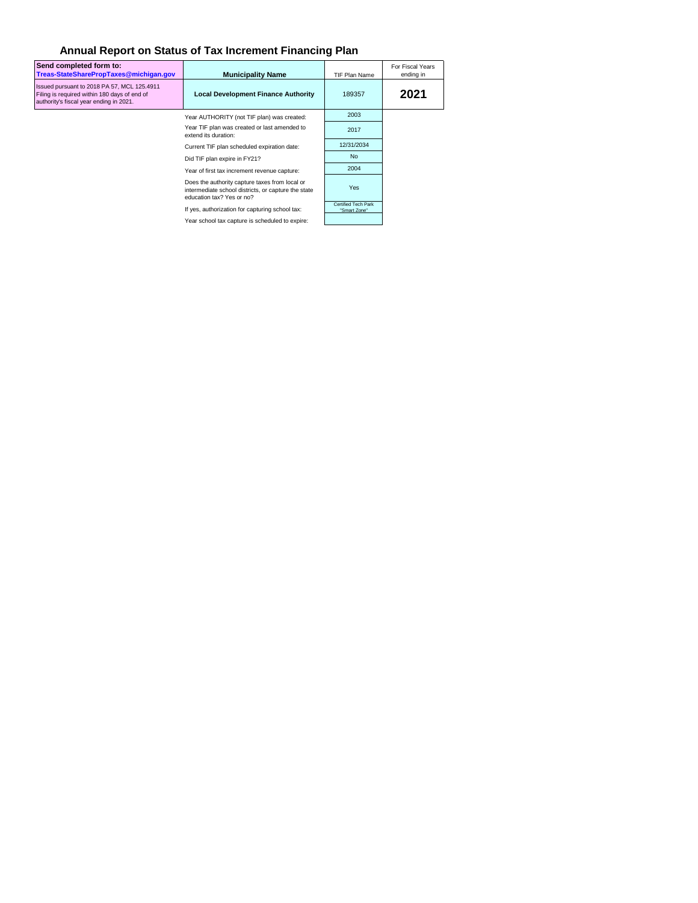# Annual Report on Status of Tax Increment Financing Plan

| Send completed form to: **Treas-StateSharePropTaxes@michigan.gov** | Municipality Name | TIF Plan Name | For Fiscal Years ending in |
|---|---|---|---|
| Issued pursuant to 2018 PA 57, MCL 125.4911 Filing is required within 180 days of end of authority's fiscal year ending in 2021. | **Local Development Finance Authority** | 189357 | **2021** |

| | |
|---|---|
| Year AUTHORITY (not TIF plan) was created: | 2003 |
| Year TIF plan was created or last amended to extend its duration: | 2017 |
| Current TIF plan scheduled expiration date: | 12/31/2034 |
| Did TIF plan expire in FY21? | No |
| Year of first tax increment revenue capture: | 2004 |
| Does the authority capture taxes from local or intermediate school districts, or capture the state education tax? Yes or no? | Yes |
| If yes, authorization for capturing school tax: | Certified Tech Park "Smart Zone" |
| Year school tax capture is scheduled to expire: | |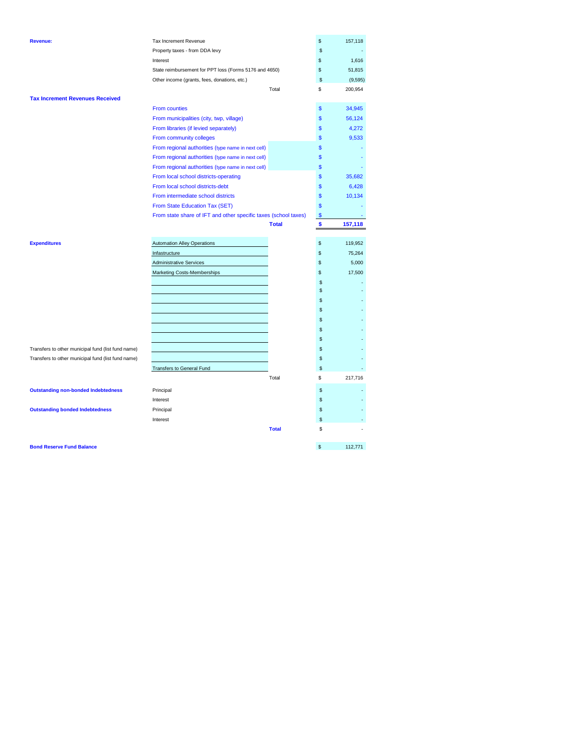| | | | |
|---|---|---|---|
| **Revenue:** | Tax Increment Revenue | $ | 157,118 |
| | Property taxes - from DDA levy | $ | - |
| | Interest | $ | 1,616 |
| | State reimbursement for PPT loss (Forms 5176 and 4650) | $ | 51,815 |
| | Other income (grants, fees, donations, etc.) | $ | (9,595) |
| | Total | $ | 200,954 |
| **Tax Increment Revenues Received** | | | |
| | From counties | $ | 34,945 |
| | From municipalities (city, twp, village) | $ | 56,124 |
| | From libraries (if levied separately) | $ | 4,272 |
| | From community colleges | $ | 9,533 |
| | From regional authorities (type name in next cell) | $ | - |
| | From regional authorities (type name in next cell) | $ | - |
| | From regional authorities (type name in next cell) | $ | - |
| | From local school districts-operating | $ | 35,682 |
| | From local school districts-debt | $ | 6,428 |
| | From intermediate school districts | $ | 10,134 |
| | From State Education Tax (SET) | $ | - |
| | From state share of IFT and other specific taxes (school taxes) | $ | - |
| | **Total** | **$** | **157,118** |
| **Expenditures** | Automation Alley Operations | $ | 119,952 |
| | Infastructure | $ | 75,264 |
| | Administrative Services | $ | 5,000 |
| | Marketing Costs-Memberships | $ | 17,500 |
| | | $ | - |
| | | $ | - |
| | | $ | - |
| | | $ | - |
| | | $ | - |
| | | $ | - |
| | | $ | - |
| Transfers to other municipal fund (list fund name) | | $ | - |
| Transfers to other municipal fund (list fund name) | | $ | - |
| | Transfers to General Fund | $ | - |
| | Total | $ | 217,716 |
| **Outstanding non-bonded Indebtedness** | Principal | $ | - |
| | Interest | $ | - |
| **Outstanding bonded Indebtedness** | Principal | $ | - |
| | Interest | $ | - |
| | **Total** | $ | - |
| **Bond Reserve Fund Balance** | | $ | 112,771 |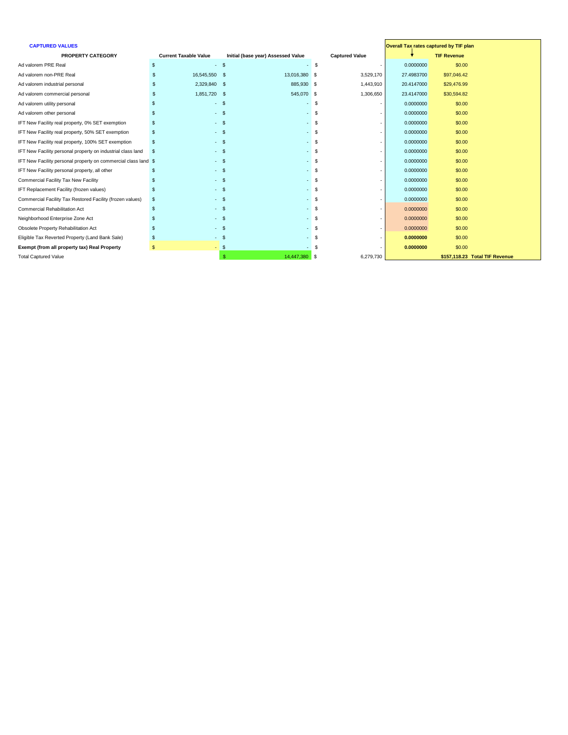**CAPTURED VALUES**

| PROPERTY CATEGORY | Current Taxable Value | Initial (base year) Assessed Value | Captured Value | Overall Tax rates captured by TIF plan | TIF Revenue |
|---|---|---|---|---|---|
| Ad valorem PRE Real | $ - | $ - | $ - | 0.0000000 | $0.00 |
| Ad valorem non-PRE Real | $ 16,545,550 | $ 13,016,380 | $ 3,529,170 | 27.4983700 | $97,046.42 |
| Ad valorem industrial personal | $ 2,329,840 | $ 885,930 | $ 1,443,910 | 20.4147000 | $29,476.99 |
| Ad valorem commercial personal | $ 1,851,720 | $ 545,070 | $ 1,306,650 | 23.4147000 | $30,594.82 |
| Ad valorem utility personal | $ - | $ - | $ - | 0.0000000 | $0.00 |
| Ad valorem other personal | $ - | $ - | $ - | 0.0000000 | $0.00 |
| IFT New Facility real property, 0% SET exemption | $ - | $ - | $ - | 0.0000000 | $0.00 |
| IFT New Facility real property, 50% SET exemption | $ - | $ - | $ - | 0.0000000 | $0.00 |
| IFT New Facility real property, 100% SET exemption | $ - | $ - | $ - | 0.0000000 | $0.00 |
| IFT New Facility personal property on industrial class land | $ - | $ - | $ - | 0.0000000 | $0.00 |
| IFT New Facility personal property on commercial class land | $ - | $ - | $ - | 0.0000000 | $0.00 |
| IFT New Facility personal property, all other | $ - | $ - | $ - | 0.0000000 | $0.00 |
| Commercial Facility Tax New Facility | $ - | $ - | $ - | 0.0000000 | $0.00 |
| IFT Replacement Facility (frozen values) | $ - | $ - | $ - | 0.0000000 | $0.00 |
| Commercial Facility Tax Restored Facility (frozen values) | $ - | $ - | $ - | 0.0000000 | $0.00 |
| Commercial Rehabilitation Act | $ - | $ - | $ - | 0.0000000 | $0.00 |
| Neighborhood Enterprise Zone Act | $ - | $ - | $ - | 0.0000000 | $0.00 |
| Obsolete Property Rehabilitation Act | $ - | $ - | $ - | 0.0000000 | $0.00 |
| Eligible Tax Reverted Property (Land Bank Sale) | $ - | $ - | $ - | **0.0000000** | $0.00 |
| **Exempt (from all property tax) Real Property** | $ - | $ - | $ - | **0.0000000** | $0.00 |
| Total Captured Value | | $ 14,447,380 | $ 6,279,730 | | **$157,118.23 Total TIF Revenue** |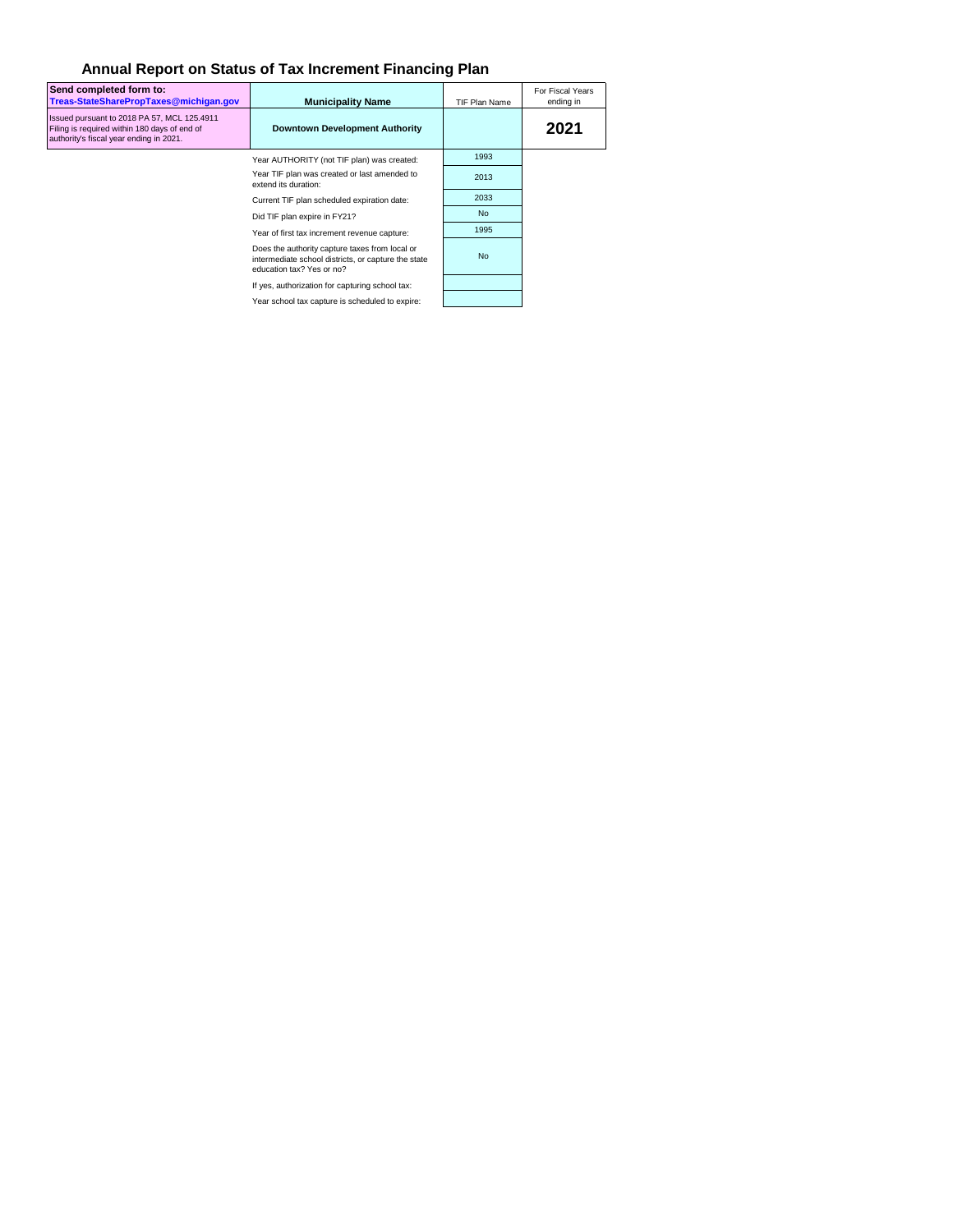## Annual Report on Status of Tax Increment Financing Plan

| Send completed form to: Treas-StateSharePropTaxes@michigan.gov | Municipality Name | TIF Plan Name | For Fiscal Years ending in |
|---|---|---|---|
| Issued pursuant to 2018 PA 57, MCL 125.4911 Filing is required within 180 days of end of authority's fiscal year ending in 2021. | **Downtown Development Authority** | | **2021** |

| | |
|---|---|
| Year AUTHORITY (not TIF plan) was created: | 1993 |
| Year TIF plan was created or last amended to extend its duration: | 2013 |
| Current TIF plan scheduled expiration date: | 2033 |
| Did TIF plan expire in FY21? | No |
| Year of first tax increment revenue capture: | 1995 |
| Does the authority capture taxes from local or intermediate school districts, or capture the state education tax? Yes or no? | No |
| If yes, authorization for capturing school tax: | |
| Year school tax capture is scheduled to expire: | |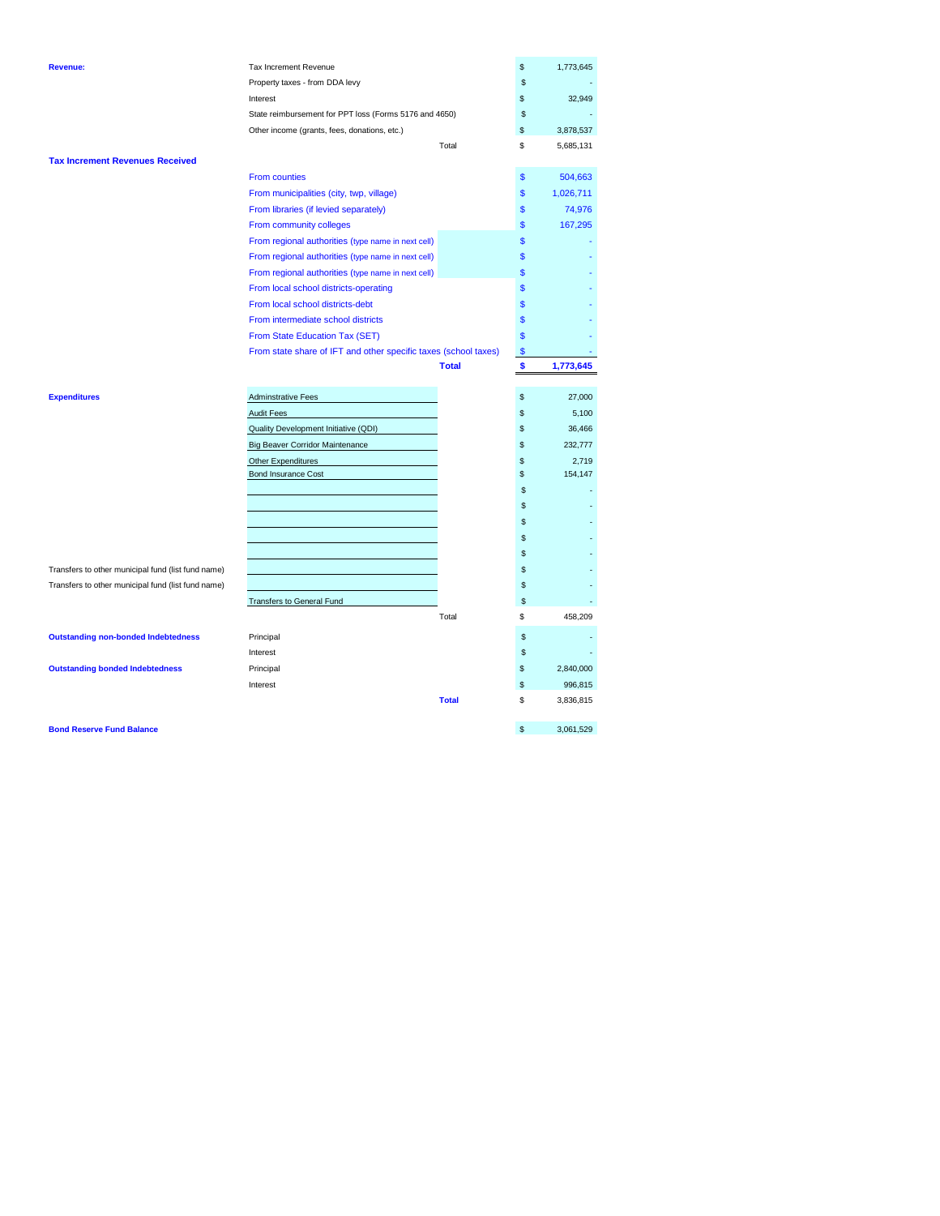| | | | |
|---|---|---|---|
| **Revenue:** | Tax Increment Revenue | | $ 1,773,645 |
| | Property taxes - from DDA levy | | $ - |
| | Interest | | $ 32,949 |
| | State reimbursement for PPT loss (Forms 5176 and 4650) | | $ - |
| | Other income (grants, fees, donations, etc.) | | $ 3,878,537 |
| | | Total | $ 5,685,131 |
| **Tax Increment Revenues Received** | | | |
| | From counties | | $ 504,663 |
| | From municipalities (city, twp, village) | | $ 1,026,711 |
| | From libraries (if levied separately) | | $ 74,976 |
| | From community colleges | | $ 167,295 |
| | From regional authorities (type name in next cell) | | $ - |
| | From regional authorities (type name in next cell) | | $ - |
| | From regional authorities (type name in next cell) | | $ - |
| | From local school districts-operating | | $ - |
| | From local school districts-debt | | $ - |
| | From intermediate school districts | | $ - |
| | From State Education Tax (SET) | | $ - |
| | From state share of IFT and other specific taxes (school taxes) | | $ - |
| | | **Total** | **$ 1,773,645** |
| **Expenditures** | Adminstrative Fees | | $ 27,000 |
| | Audit Fees | | $ 5,100 |
| | Quality Development Initiative (QDI) | | $ 36,466 |
| | Big Beaver Corridor Maintenance | | $ 232,777 |
| | Other Expenditures | | $ 2,719 |
| | Bond Insurance Cost | | $ 154,147 |
| | | | $ - |
| | | | $ - |
| | | | $ - |
| | | | $ - |
| | | | $ - |
| Transfers to other municipal fund (list fund name) | | | $ - |
| Transfers to other municipal fund (list fund name) | | | $ - |
| | Transfers to General Fund | | $ - |
| | | Total | $ 458,209 |
| **Outstanding non-bonded Indebtedness** | Principal | | $ - |
| | Interest | | $ - |
| **Outstanding bonded Indebtedness** | Principal | | $ 2,840,000 |
| | Interest | | $ 996,815 |
| | | **Total** | $ 3,836,815 |
| **Bond Reserve Fund Balance** | | | $ 3,061,529 |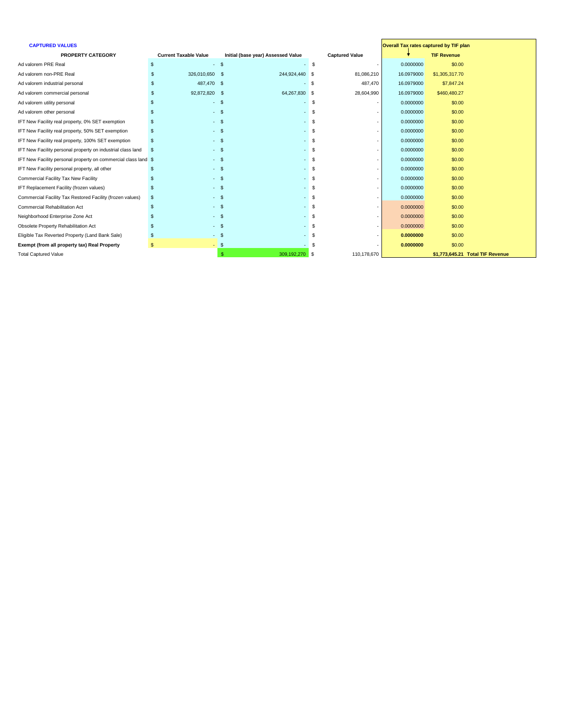**CAPTURED VALUES**

| PROPERTY CATEGORY | Current Taxable Value | Initial (base year) Assessed Value | Captured Value | Overall Tax rates captured by TIF plan | TIF Revenue |
|---|---|---|---|---|---|
| Ad valorem PRE Real | $ - | $ - | $ - | 0.0000000 | $0.00 |
| Ad valorem non-PRE Real | $ 326,010,650 | $ 244,924,440 | $ 81,086,210 | 16.0979000 | $1,305,317.70 |
| Ad valorem industrial personal | $ 487,470 | $ - | $ 487,470 | 16.0979000 | $7,847.24 |
| Ad valorem commercial personal | $ 92,872,820 | $ 64,267,830 | $ 28,604,990 | 16.0979000 | $460,480.27 |
| Ad valorem utility personal | $ - | $ - | $ - | 0.0000000 | $0.00 |
| Ad valorem other personal | $ - | $ - | $ - | 0.0000000 | $0.00 |
| IFT New Facility real property, 0% SET exemption | $ - | $ - | $ - | 0.0000000 | $0.00 |
| IFT New Facility real property, 50% SET exemption | $ - | $ - | $ - | 0.0000000 | $0.00 |
| IFT New Facility real property, 100% SET exemption | $ - | $ - | $ - | 0.0000000 | $0.00 |
| IFT New Facility personal property on industrial class land | $ - | $ - | $ - | 0.0000000 | $0.00 |
| IFT New Facility personal property on commercial class land | $ - | $ - | $ - | 0.0000000 | $0.00 |
| IFT New Facility personal property, all other | $ - | $ - | $ - | 0.0000000 | $0.00 |
| Commercial Facility Tax New Facility | $ - | $ - | $ - | 0.0000000 | $0.00 |
| IFT Replacement Facility (frozen values) | $ - | $ - | $ - | 0.0000000 | $0.00 |
| Commercial Facility Tax Restored Facility (frozen values) | $ - | $ - | $ - | 0.0000000 | $0.00 |
| Commercial Rehabilitation Act | $ - | $ - | $ - | 0.0000000 | $0.00 |
| Neighborhood Enterprise Zone Act | $ - | $ - | $ - | 0.0000000 | $0.00 |
| Obsolete Property Rehabilitation Act | $ - | $ - | $ - | 0.0000000 | $0.00 |
| Eligible Tax Reverted Property (Land Bank Sale) | $ - | $ - | $ - | **0.0000000** | $0.00 |
| **Exempt (from all property tax) Real Property** | $ - | $ - | $ - | **0.0000000** | $0.00 |
| Total Captured Value | | $ 309,192,270 | $ 110,178,670 | | **$1,773,645.21 Total TIF Revenue** |